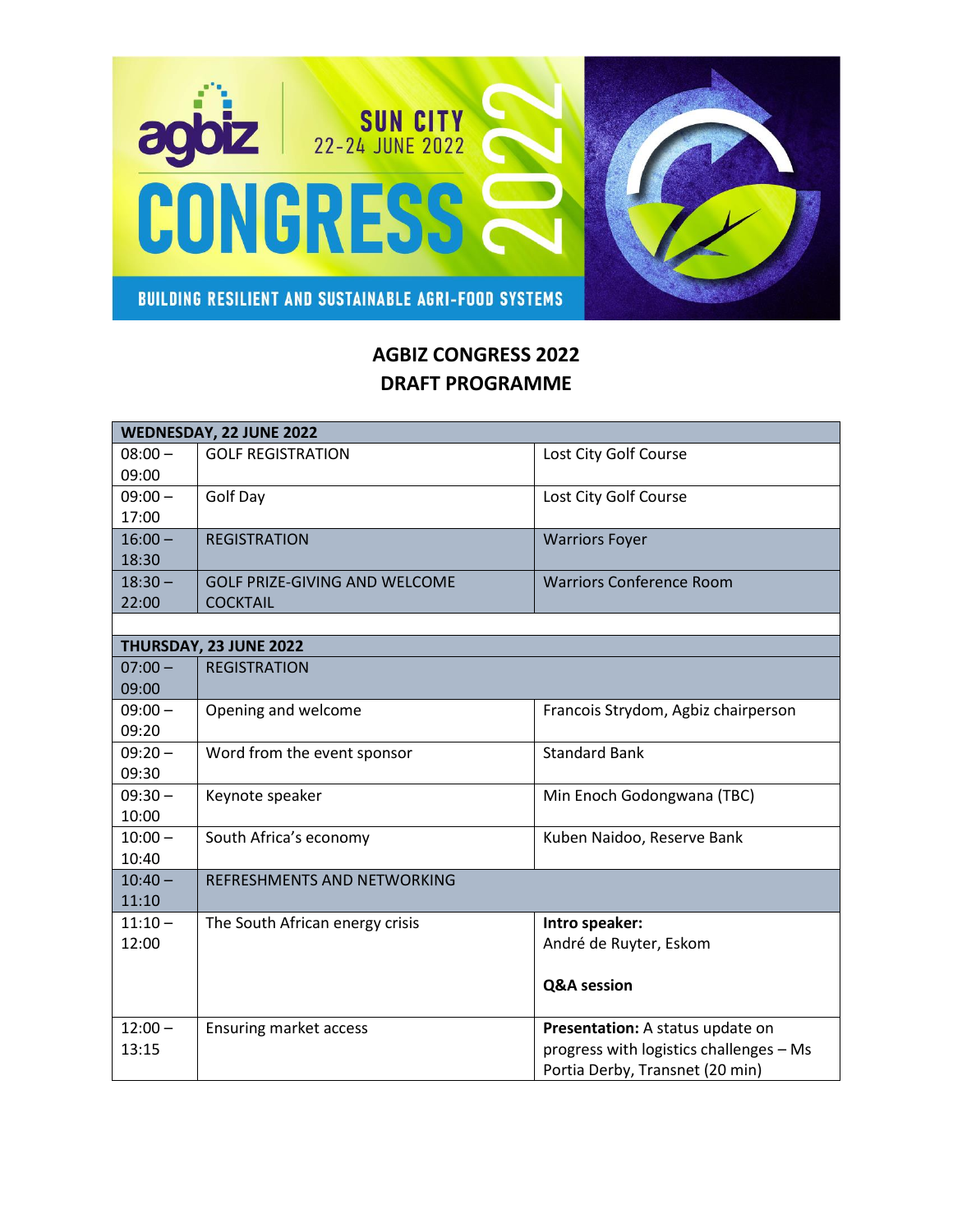# AGBIZ CONGRESS 2022
# DRAFT PROGRAMME

| WEDNESDAY, 22 JUNE 2022 | | |
|---|---|---|
| 08:00 – 09:00 | GOLF REGISTRATION | Lost City Golf Course |
| 09:00 – 17:00 | Golf Day | Lost City Golf Course |
| 16:00 – 18:30 | REGISTRATION | Warriors Foyer |
| 18:30 – 22:00 | GOLF PRIZE-GIVING AND WELCOME COCKTAIL | Warriors Conference Room |
| | | |
| **THURSDAY, 23 JUNE 2022** | | |
| 07:00 – 09:00 | REGISTRATION | |
| 09:00 – 09:20 | Opening and welcome | Francois Strydom, Agbiz chairperson |
| 09:20 – 09:30 | Word from the event sponsor | Standard Bank |
| 09:30 – 10:00 | Keynote speaker | Min Enoch Godongwana (TBC) |
| 10:00 – 10:40 | South Africa's economy | Kuben Naidoo, Reserve Bank |
| 10:40 – 11:10 | REFRESHMENTS AND NETWORKING | |
| 11:10 – 12:00 | The South African energy crisis | **Intro speaker:** André de Ruyter, Eskom<br><br>**Q&A session** |
| 12:00 – 13:15 | Ensuring market access | **Presentation:** A status update on progress with logistics challenges – Ms Portia Derby, Transnet (20 min) |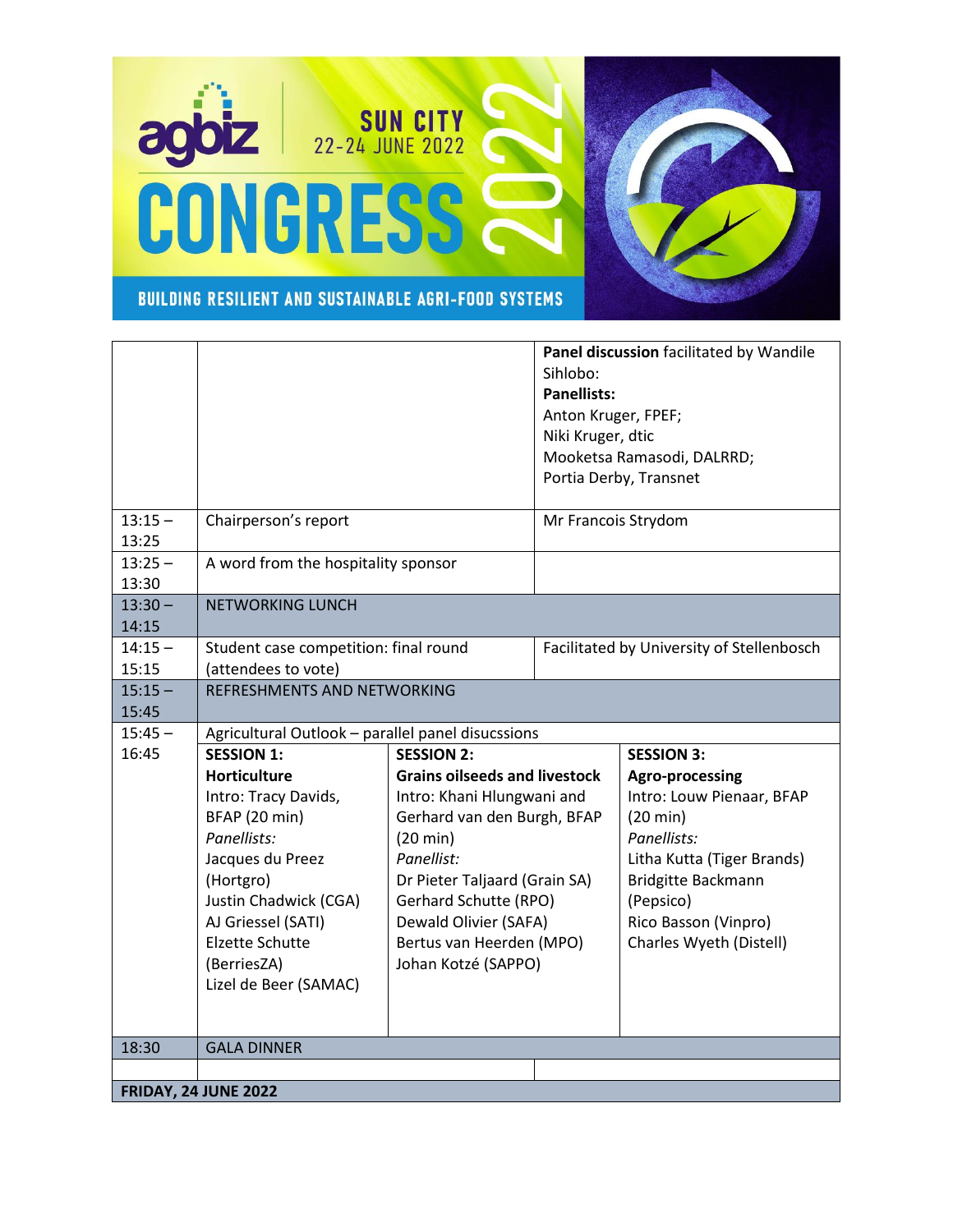# agbiz CONGRESS 2022

SUN CITY 22-24 JUNE 2022

BUILDING RESILIENT AND SUSTAINABLE AGRI-FOOD SYSTEMS

| | | | |
|---|---|---|---|
| | | **Panel discussion** facilitated by Wandile Sihlobo:<br>**Panellists:**<br>Anton Kruger, FPEF;<br>Niki Kruger, dtic<br>Mooketsa Ramasodi, DALRRD;<br>Portia Derby, Transnet | |
| 13:15 – 13:25 | Chairperson's report | Mr Francois Strydom | |
| 13:25 – 13:30 | A word from the hospitality sponsor | | |
| 13:30 – 14:15 | NETWORKING LUNCH | | |
| 14:15 – 15:15 | Student case competition: final round (attendees to vote) | Facilitated by University of Stellenbosch | |
| 15:15 – 15:45 | REFRESHMENTS AND NETWORKING | | |
| 15:45 – 16:45 | Agricultural Outlook – parallel panel disucssions | | |
| | **SESSION 1:**<br>**Horticulture**<br>Intro: Tracy Davids, BFAP (20 min)<br>*Panellists:*<br>Jacques du Preez (Hortgro)<br>Justin Chadwick (CGA)<br>AJ Griessel (SATI)<br>Elzette Schutte (BerriesZA)<br>Lizel de Beer (SAMAC) | **SESSION 2:**<br>**Grains oilseeds and livestock**<br>Intro: Khani Hlungwani and Gerhard van den Burgh, BFAP (20 min)<br>*Panellist:*<br>Dr Pieter Taljaard (Grain SA)<br>Gerhard Schutte (RPO)<br>Dewald Olivier (SAFA)<br>Bertus van Heerden (MPO)<br>Johan Kotzé (SAPPO) | **SESSION 3:**<br>**Agro-processing**<br>Intro: Louw Pienaar, BFAP (20 min)<br>*Panellists:*<br>Litha Kutta (Tiger Brands)<br>Bridgitte Backmann (Pepsico)<br>Rico Basson (Vinpro)<br>Charles Wyeth (Distell) |
| 18:30 | GALA DINNER | | |
| | | | |
| **FRIDAY, 24 JUNE 2022** | | | |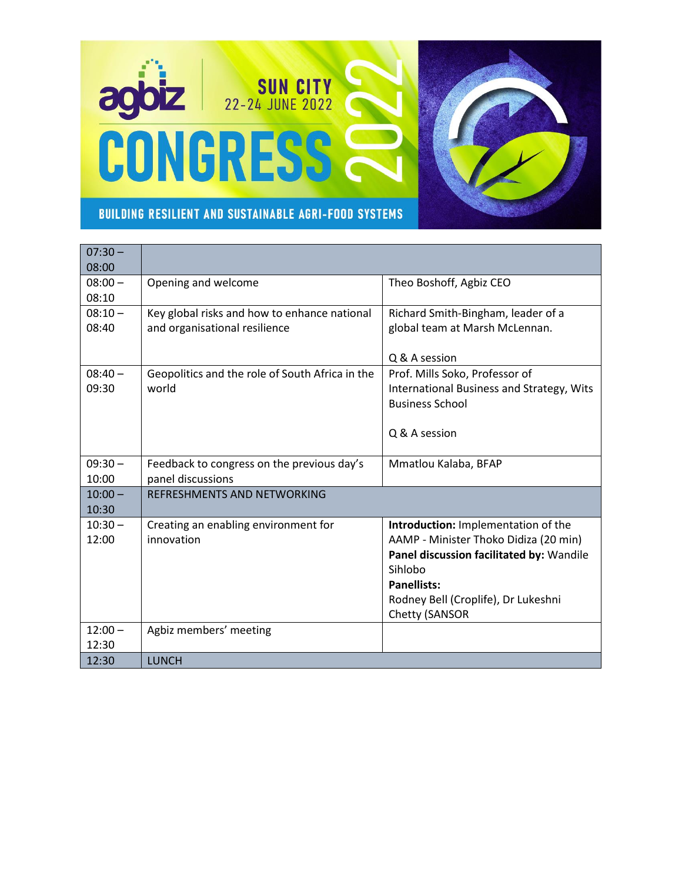agbiz | SUN CITY 22-24 JUNE 2022

# CONGRESS 2022

BUILDING RESILIENT AND SUSTAINABLE AGRI-FOOD SYSTEMS

| | | |
|---|---|---|
| 07:30 – 08:00 | | |
| 08:00 – 08:10 | Opening and welcome | Theo Boshoff, Agbiz CEO |
| 08:10 – 08:40 | Key global risks and how to enhance national and organisational resilience | Richard Smith-Bingham, leader of a global team at Marsh McLennan.<br><br>Q & A session |
| 08:40 – 09:30 | Geopolitics and the role of South Africa in the world | Prof. Mills Soko, Professor of International Business and Strategy, Wits Business School<br><br>Q & A session |
| 09:30 – 10:00 | Feedback to congress on the previous day's panel discussions | Mmatlou Kalaba, BFAP |
| 10:00 – 10:30 | REFRESHMENTS AND NETWORKING | |
| 10:30 – 12:00 | Creating an enabling environment for innovation | **Introduction:** Implementation of the AAMP - Minister Thoko Didiza (20 min)<br>**Panel discussion facilitated by:** Wandile Sihlobo<br>**Panellists:**<br>Rodney Bell (Croplife), Dr Lukeshni Chetty (SANSOR |
| 12:00 – 12:30 | Agbiz members' meeting | |
| 12:30 | LUNCH | |